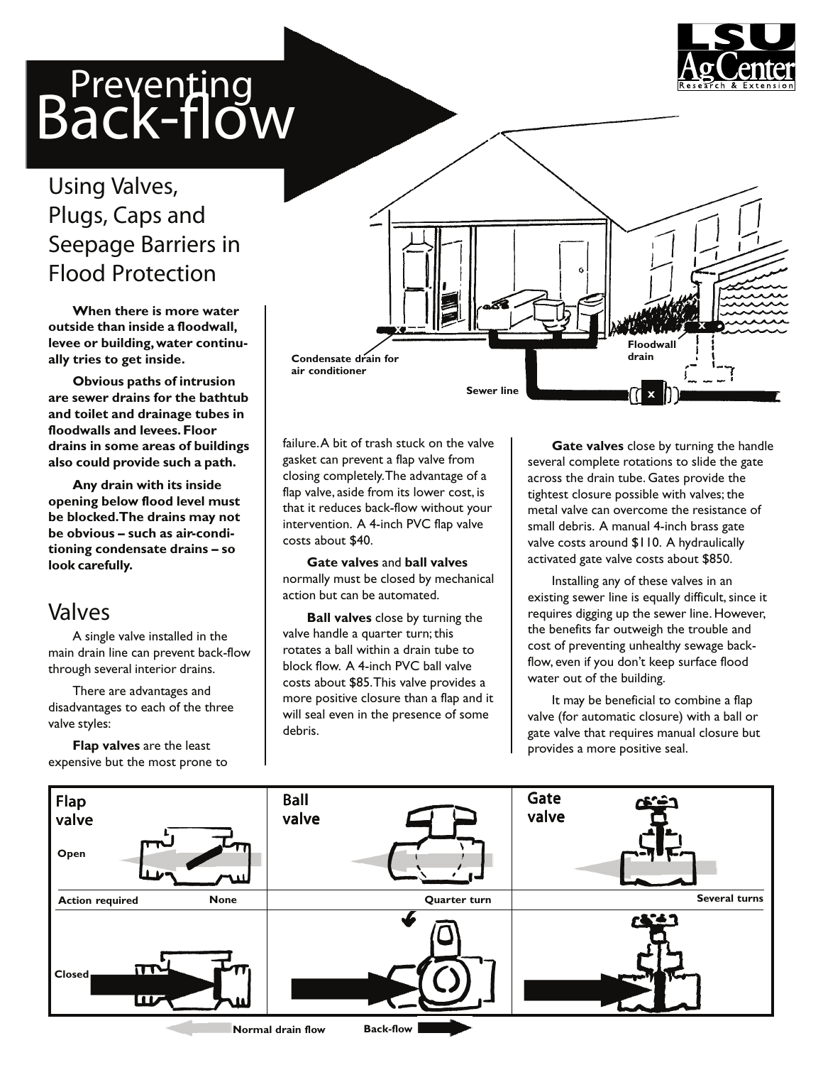# Preventing Back-flow

## Using Valves, Plugs, Caps and Seepage Barriers in Flood Protection

**When there is more water outside than inside a floodwall, levee or building, water continually tries to get inside.**

**Obvious paths of intrusion are sewer drains for the bathtub and toilet and drainage tubes in floodwalls and levees. Floor drains in some areas of buildings also could provide such a path.**

**Any drain with its inside opening below flood level must be blocked. The drains may not be obvious – such as air-conditioning condensate drains – so look carefully.**

Condensate drain for air conditioner

Sewer line

Floodwall drain

## Valves

A single valve installed in the main drain line can prevent back-flow through several interior drains.

There are advantages and disadvantages to each of the three valve styles:

**Flap valves** are the least expensive but the most prone to failure. A bit of trash stuck on the valve gasket can prevent a flap valve from closing completely. The advantage of a flap valve, aside from its lower cost, is that it reduces back-flow without your intervention. A 4-inch PVC flap valve costs about $40.

**Gate valves** and **ball valves** normally must be closed by mechanical action but can be automated.

**Ball valves** close by turning the valve handle a quarter turn; this rotates a ball within a drain tube to block flow. A 4-inch PVC ball valve costs about $85. This valve provides a more positive closure than a flap and it will seal even in the presence of some debris.

**Gate valves** close by turning the handle several complete rotations to slide the gate across the drain tube. Gates provide the tightest closure possible with valves; the metal valve can overcome the resistance of small debris. A manual 4-inch brass gate valve costs around $110. A hydraulically activated gate valve costs about $850.

Installing any of these valves in an existing sewer line is equally difficult, since it requires digging up the sewer line. However, the benefits far outweigh the trouble and cost of preventing unhealthy sewage back-flow, even if you don't keep surface flood water out of the building.

It may be beneficial to combine a flap valve (for automatic closure) with a ball or gate valve that requires manual closure but provides a more positive seal.

| | Flap valve | Ball valve | Gate valve |
|---|---|---|---|
| Open | | | |
| Action required | None | Quarter turn | Several turns |
| Closed | | | |

Normal drain flow    Back-flow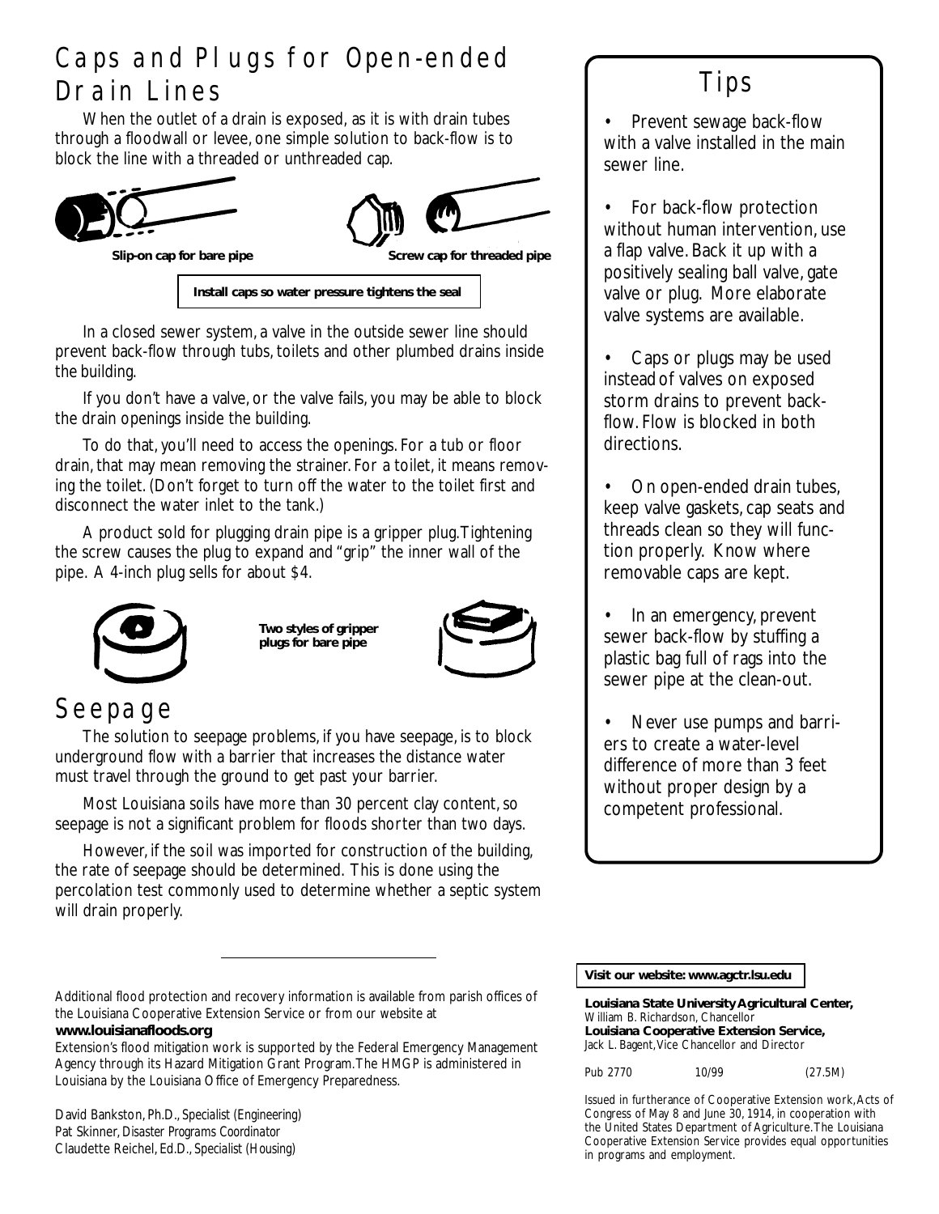# Caps and Plugs for Open-ended Drain Lines

When the outlet of a drain is exposed, as it is with drain tubes through a floodwall or levee, one simple solution to back-flow is to block the line with a threaded or unthreaded cap.

**Slip-on cap for bare pipe**

**Screw cap for threaded pipe**

**Install caps so water pressure tightens the seal**

In a closed sewer system, a valve in the outside sewer line should prevent back-flow through tubs, toilets and other plumbed drains inside the building.

If you don't have a valve, or the valve fails, you may be able to block the drain openings inside the building.

To do that, you'll need to access the openings. For a tub or floor drain, that may mean removing the strainer. For a toilet, it means removing the toilet. (Don't forget to turn off the water to the toilet first and disconnect the water inlet to the tank.)

A product sold for plugging drain pipe is a gripper plug. Tightening the screw causes the plug to expand and "grip" the inner wall of the pipe. A 4-inch plug sells for about $4.

**Two styles of gripper plugs for bare pipe**

# Seepage

The solution to seepage problems, if you have seepage, is to block underground flow with a barrier that increases the distance water must travel through the ground to get past your barrier.

Most Louisiana soils have more than 30 percent clay content, so seepage is not a significant problem for floods shorter than two days.

However, if the soil was imported for construction of the building, the rate of seepage should be determined. This is done using the percolation test commonly used to determine whether a septic system will drain properly.

## Tips

- Prevent sewage back-flow with a valve installed in the main sewer line.
- For back-flow protection without human intervention, use a flap valve. Back it up with a positively sealing ball valve, gate valve or plug. More elaborate valve systems are available.
- Caps or plugs may be used instead of valves on exposed storm drains to prevent back-flow. Flow is blocked in both directions.
- On open-ended drain tubes, keep valve gaskets, cap seats and threads clean so they will function properly. Know where removable caps are kept.
- In an emergency, prevent sewer back-flow by stuffing a plastic bag full of rags into the sewer pipe at the clean-out.
- Never use pumps and barriers to create a water-level difference of more than 3 feet without proper design by a competent professional.

---

Additional flood protection and recovery information is available from parish offices of the Louisiana Cooperative Extension Service or from our website at **www.louisianafloods.org**

Extension's flood mitigation work is supported by the Federal Emergency Management Agency through its Hazard Mitigation Grant Program. The HMGP is administered in Louisiana by the Louisiana Office of Emergency Preparedness.

David Bankston, Ph.D., Specialist (Engineering)
Pat Skinner, Disaster Programs Coordinator
Claudette Reichel, Ed.D., Specialist (Housing)

**Visit our website: www.agctr.lsu.edu**

**Louisiana State University Agricultural Center,**
William B. Richardson, Chancellor
**Louisiana Cooperative Extension Service,**
Jack L. Bagent, Vice Chancellor and Director

Pub 2770 10/99 (27.5M)

Issued in furtherance of Cooperative Extension work, Acts of Congress of May 8 and June 30, 1914, in cooperation with the United States Department of Agriculture. The Louisiana Cooperative Extension Service provides equal opportunities in programs and employment.